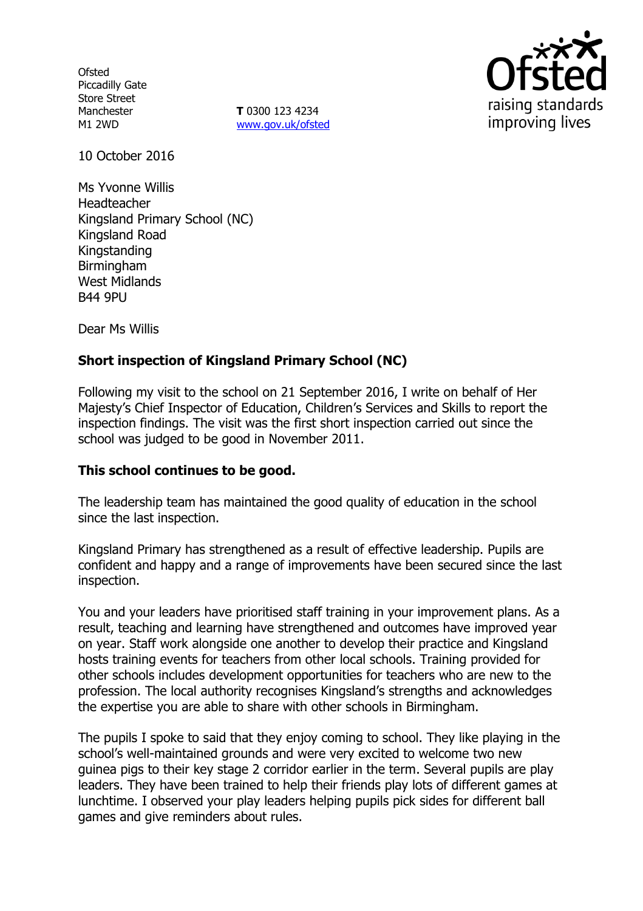Ofsted
Piccadilly Gate
Store Street
Manchester
M1 2WD

**T** 0300 123 4234
www.gov.uk/ofsted

10 October 2016

Ms Yvonne Willis
Headteacher
Kingsland Primary School (NC)
Kingsland Road
Kingstanding
Birmingham
West Midlands
B44 9PU

Dear Ms Willis

**Short inspection of Kingsland Primary School (NC)**

Following my visit to the school on 21 September 2016, I write on behalf of Her Majesty's Chief Inspector of Education, Children's Services and Skills to report the inspection findings. The visit was the first short inspection carried out since the school was judged to be good in November 2011.

**This school continues to be good.**

The leadership team has maintained the good quality of education in the school since the last inspection.

Kingsland Primary has strengthened as a result of effective leadership. Pupils are confident and happy and a range of improvements have been secured since the last inspection.

You and your leaders have prioritised staff training in your improvement plans. As a result, teaching and learning have strengthened and outcomes have improved year on year. Staff work alongside one another to develop their practice and Kingsland hosts training events for teachers from other local schools. Training provided for other schools includes development opportunities for teachers who are new to the profession. The local authority recognises Kingsland's strengths and acknowledges the expertise you are able to share with other schools in Birmingham.

The pupils I spoke to said that they enjoy coming to school. They like playing in the school's well-maintained grounds and were very excited to welcome two new guinea pigs to their key stage 2 corridor earlier in the term. Several pupils are play leaders. They have been trained to help their friends play lots of different games at lunchtime. I observed your play leaders helping pupils pick sides for different ball games and give reminders about rules.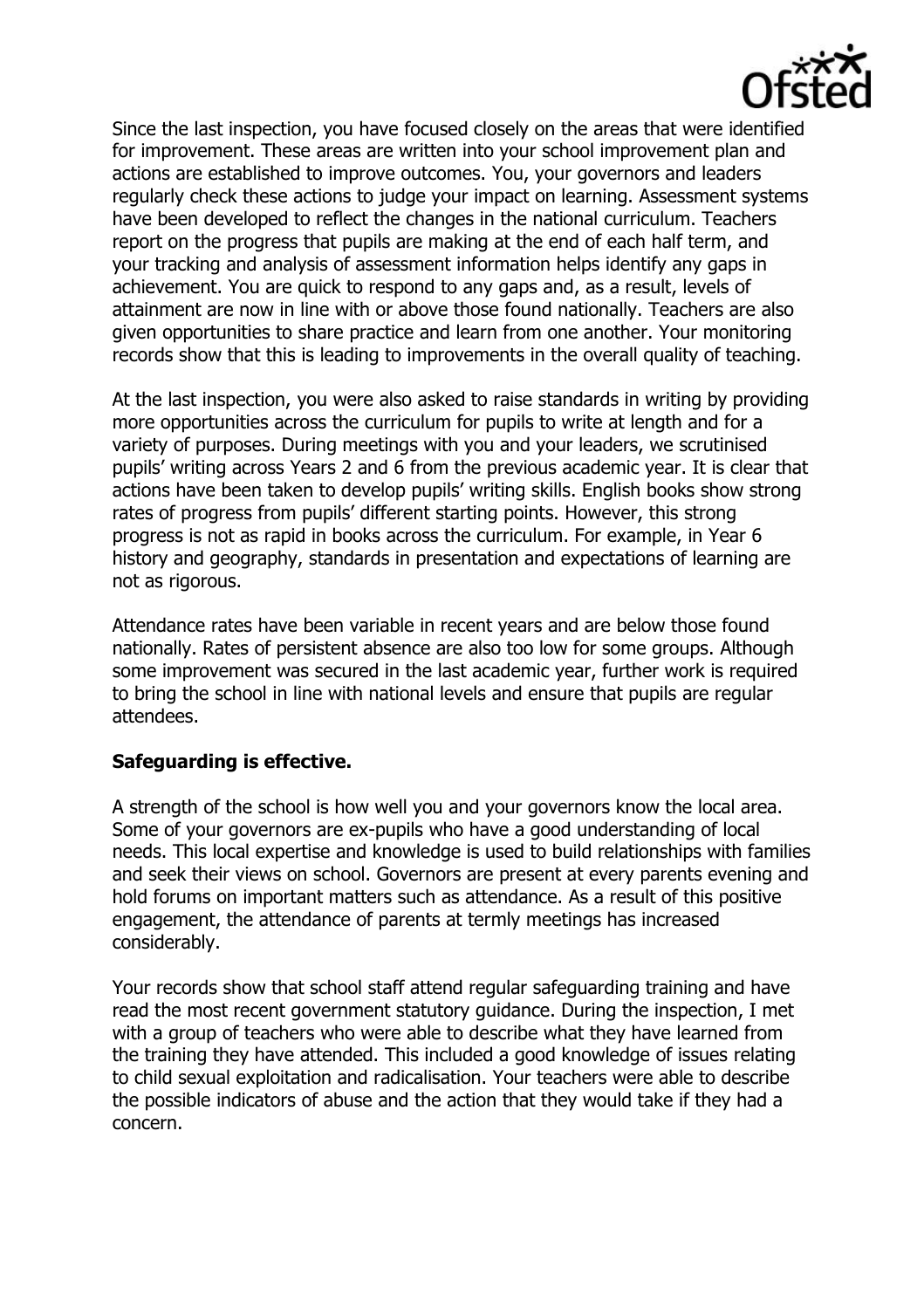Since the last inspection, you have focused closely on the areas that were identified for improvement. These areas are written into your school improvement plan and actions are established to improve outcomes. You, your governors and leaders regularly check these actions to judge your impact on learning. Assessment systems have been developed to reflect the changes in the national curriculum. Teachers report on the progress that pupils are making at the end of each half term, and your tracking and analysis of assessment information helps identify any gaps in achievement. You are quick to respond to any gaps and, as a result, levels of attainment are now in line with or above those found nationally. Teachers are also given opportunities to share practice and learn from one another. Your monitoring records show that this is leading to improvements in the overall quality of teaching.

At the last inspection, you were also asked to raise standards in writing by providing more opportunities across the curriculum for pupils to write at length and for a variety of purposes. During meetings with you and your leaders, we scrutinised pupils' writing across Years 2 and 6 from the previous academic year. It is clear that actions have been taken to develop pupils' writing skills. English books show strong rates of progress from pupils' different starting points. However, this strong progress is not as rapid in books across the curriculum. For example, in Year 6 history and geography, standards in presentation and expectations of learning are not as rigorous.

Attendance rates have been variable in recent years and are below those found nationally. Rates of persistent absence are also too low for some groups. Although some improvement was secured in the last academic year, further work is required to bring the school in line with national levels and ensure that pupils are regular attendees.

**Safeguarding is effective.**

A strength of the school is how well you and your governors know the local area. Some of your governors are ex-pupils who have a good understanding of local needs. This local expertise and knowledge is used to build relationships with families and seek their views on school. Governors are present at every parents evening and hold forums on important matters such as attendance. As a result of this positive engagement, the attendance of parents at termly meetings has increased considerably.

Your records show that school staff attend regular safeguarding training and have read the most recent government statutory guidance. During the inspection, I met with a group of teachers who were able to describe what they have learned from the training they have attended. This included a good knowledge of issues relating to child sexual exploitation and radicalisation. Your teachers were able to describe the possible indicators of abuse and the action that they would take if they had a concern.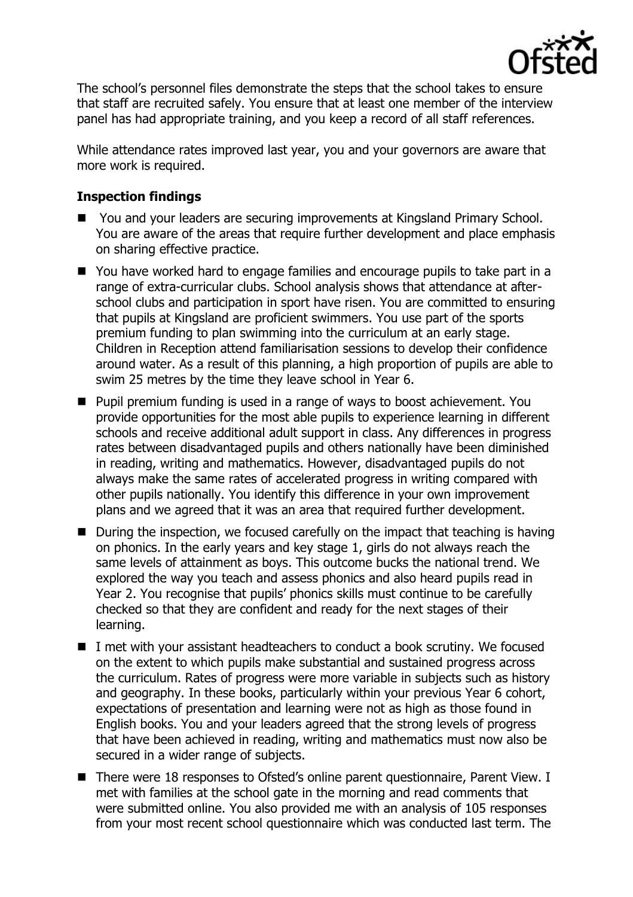The school's personnel files demonstrate the steps that the school takes to ensure that staff are recruited safely. You ensure that at least one member of the interview panel has had appropriate training, and you keep a record of all staff references.

While attendance rates improved last year, you and your governors are aware that more work is required.

## Inspection findings

- You and your leaders are securing improvements at Kingsland Primary School. You are aware of the areas that require further development and place emphasis on sharing effective practice.
- You have worked hard to engage families and encourage pupils to take part in a range of extra-curricular clubs. School analysis shows that attendance at after-school clubs and participation in sport have risen. You are committed to ensuring that pupils at Kingsland are proficient swimmers. You use part of the sports premium funding to plan swimming into the curriculum at an early stage. Children in Reception attend familiarisation sessions to develop their confidence around water. As a result of this planning, a high proportion of pupils are able to swim 25 metres by the time they leave school in Year 6.
- Pupil premium funding is used in a range of ways to boost achievement. You provide opportunities for the most able pupils to experience learning in different schools and receive additional adult support in class. Any differences in progress rates between disadvantaged pupils and others nationally have been diminished in reading, writing and mathematics. However, disadvantaged pupils do not always make the same rates of accelerated progress in writing compared with other pupils nationally. You identify this difference in your own improvement plans and we agreed that it was an area that required further development.
- During the inspection, we focused carefully on the impact that teaching is having on phonics. In the early years and key stage 1, girls do not always reach the same levels of attainment as boys. This outcome bucks the national trend. We explored the way you teach and assess phonics and also heard pupils read in Year 2. You recognise that pupils' phonics skills must continue to be carefully checked so that they are confident and ready for the next stages of their learning.
- I met with your assistant headteachers to conduct a book scrutiny. We focused on the extent to which pupils make substantial and sustained progress across the curriculum. Rates of progress were more variable in subjects such as history and geography. In these books, particularly within your previous Year 6 cohort, expectations of presentation and learning were not as high as those found in English books. You and your leaders agreed that the strong levels of progress that have been achieved in reading, writing and mathematics must now also be secured in a wider range of subjects.
- There were 18 responses to Ofsted's online parent questionnaire, Parent View. I met with families at the school gate in the morning and read comments that were submitted online. You also provided me with an analysis of 105 responses from your most recent school questionnaire which was conducted last term. The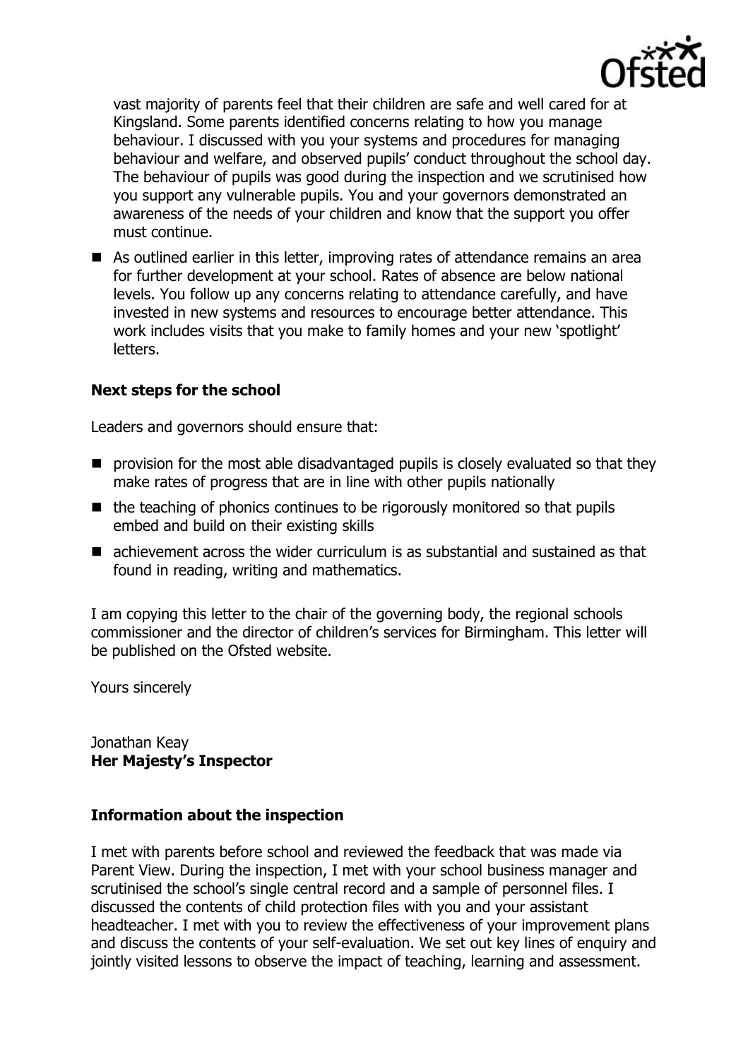vast majority of parents feel that their children are safe and well cared for at Kingsland. Some parents identified concerns relating to how you manage behaviour. I discussed with you your systems and procedures for managing behaviour and welfare, and observed pupils' conduct throughout the school day. The behaviour of pupils was good during the inspection and we scrutinised how you support any vulnerable pupils. You and your governors demonstrated an awareness of the needs of your children and know that the support you offer must continue.

- As outlined earlier in this letter, improving rates of attendance remains an area for further development at your school. Rates of absence are below national levels. You follow up any concerns relating to attendance carefully, and have invested in new systems and resources to encourage better attendance. This work includes visits that you make to family homes and your new 'spotlight' letters.

## Next steps for the school

Leaders and governors should ensure that:

- provision for the most able disadvantaged pupils is closely evaluated so that they make rates of progress that are in line with other pupils nationally
- the teaching of phonics continues to be rigorously monitored so that pupils embed and build on their existing skills
- achievement across the wider curriculum is as substantial and sustained as that found in reading, writing and mathematics.

I am copying this letter to the chair of the governing body, the regional schools commissioner and the director of children's services for Birmingham. This letter will be published on the Ofsted website.

Yours sincerely

Jonathan Keay
**Her Majesty's Inspector**

## Information about the inspection

I met with parents before school and reviewed the feedback that was made via Parent View. During the inspection, I met with your school business manager and scrutinised the school's single central record and a sample of personnel files. I discussed the contents of child protection files with you and your assistant headteacher. I met with you to review the effectiveness of your improvement plans and discuss the contents of your self-evaluation. We set out key lines of enquiry and jointly visited lessons to observe the impact of teaching, learning and assessment.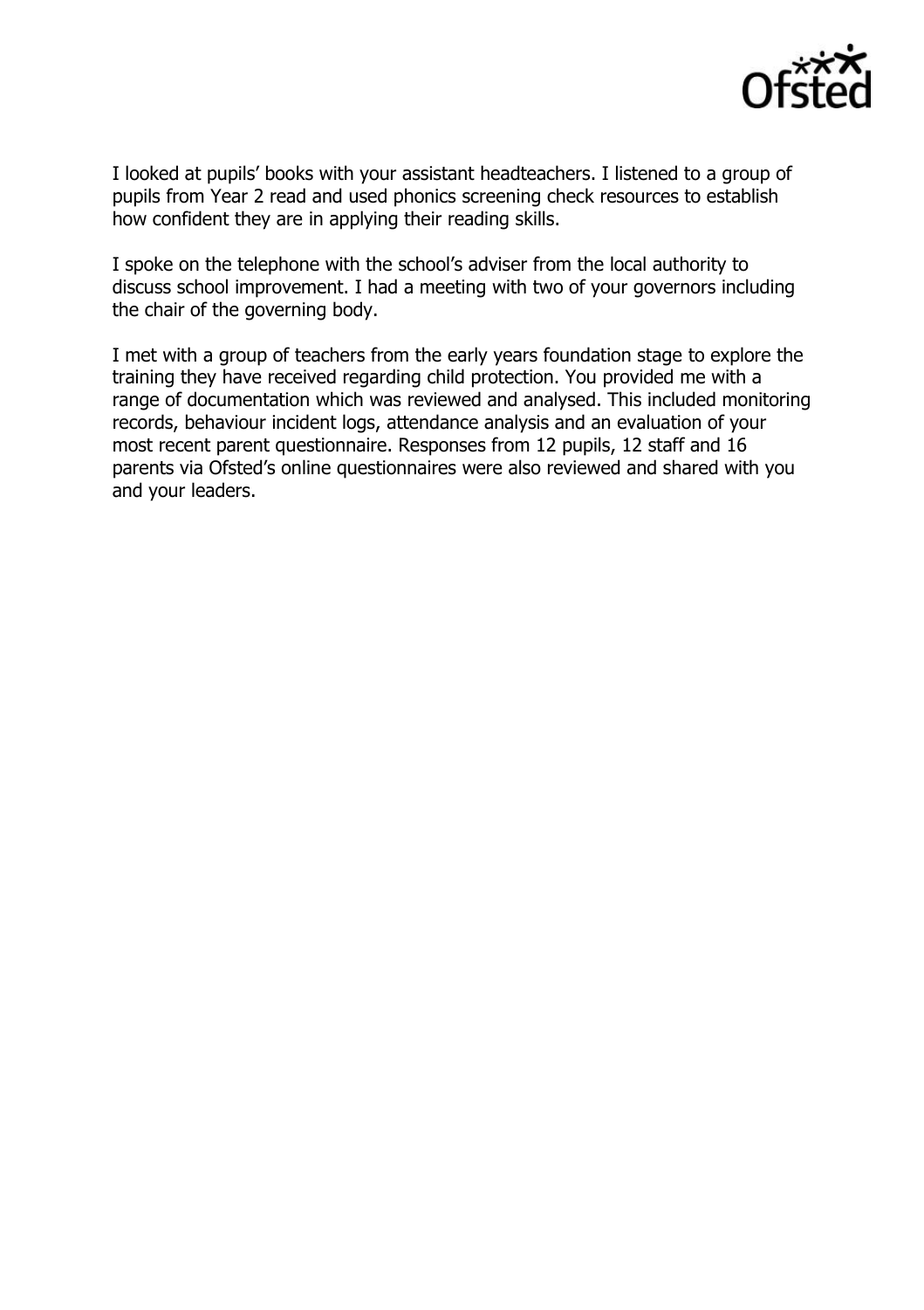I looked at pupils' books with your assistant headteachers. I listened to a group of pupils from Year 2 read and used phonics screening check resources to establish how confident they are in applying their reading skills.

I spoke on the telephone with the school's adviser from the local authority to discuss school improvement. I had a meeting with two of your governors including the chair of the governing body.

I met with a group of teachers from the early years foundation stage to explore the training they have received regarding child protection. You provided me with a range of documentation which was reviewed and analysed. This included monitoring records, behaviour incident logs, attendance analysis and an evaluation of your most recent parent questionnaire. Responses from 12 pupils, 12 staff and 16 parents via Ofsted's online questionnaires were also reviewed and shared with you and your leaders.